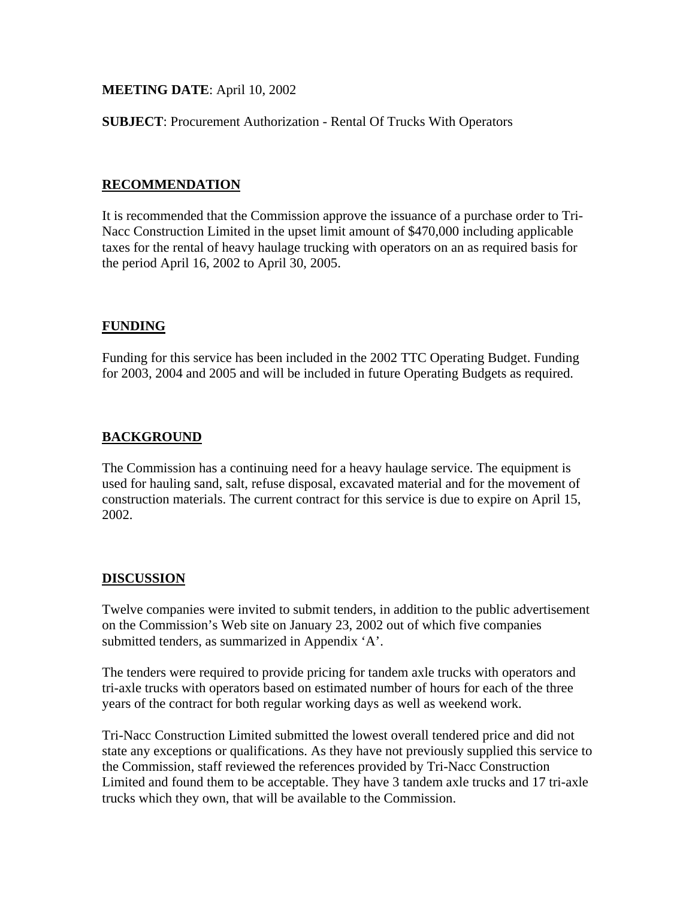**MEETING DATE**: April 10, 2002

**SUBJECT**: Procurement Authorization - Rental Of Trucks With Operators

## RECOMMENDATION

It is recommended that the Commission approve the issuance of a purchase order to Tri-Nacc Construction Limited in the upset limit amount of $470,000 including applicable taxes for the rental of heavy haulage trucking with operators on an as required basis for the period April 16, 2002 to April 30, 2005.

## FUNDING

Funding for this service has been included in the 2002 TTC Operating Budget. Funding for 2003, 2004 and 2005 and will be included in future Operating Budgets as required.

## BACKGROUND

The Commission has a continuing need for a heavy haulage service. The equipment is used for hauling sand, salt, refuse disposal, excavated material and for the movement of construction materials. The current contract for this service is due to expire on April 15, 2002.

## DISCUSSION

Twelve companies were invited to submit tenders, in addition to the public advertisement on the Commission's Web site on January 23, 2002 out of which five companies submitted tenders, as summarized in Appendix 'A'.

The tenders were required to provide pricing for tandem axle trucks with operators and tri-axle trucks with operators based on estimated number of hours for each of the three years of the contract for both regular working days as well as weekend work.

Tri-Nacc Construction Limited submitted the lowest overall tendered price and did not state any exceptions or qualifications. As they have not previously supplied this service to the Commission, staff reviewed the references provided by Tri-Nacc Construction Limited and found them to be acceptable. They have 3 tandem axle trucks and 17 tri-axle trucks which they own, that will be available to the Commission.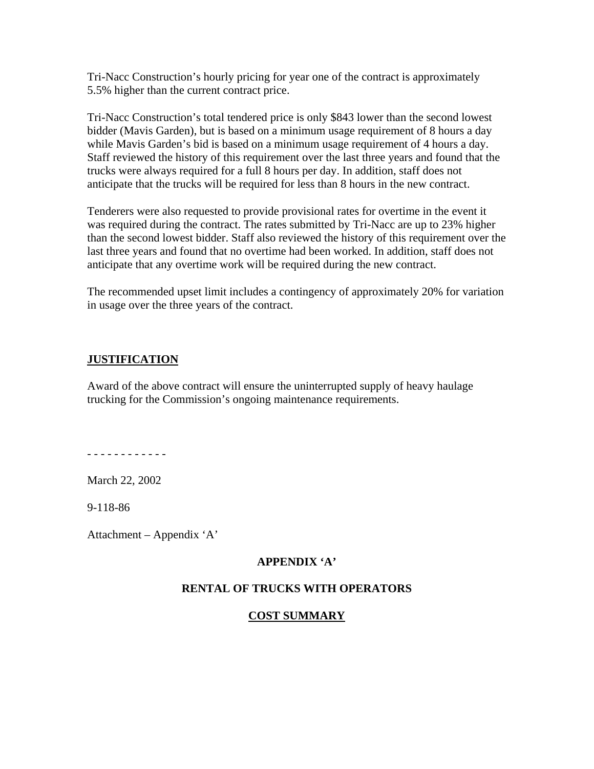Tri-Nacc Construction's hourly pricing for year one of the contract is approximately 5.5% higher than the current contract price.

Tri-Nacc Construction's total tendered price is only $843 lower than the second lowest bidder (Mavis Garden), but is based on a minimum usage requirement of 8 hours a day while Mavis Garden's bid is based on a minimum usage requirement of 4 hours a day. Staff reviewed the history of this requirement over the last three years and found that the trucks were always required for a full 8 hours per day. In addition, staff does not anticipate that the trucks will be required for less than 8 hours in the new contract.

Tenderers were also requested to provide provisional rates for overtime in the event it was required during the contract. The rates submitted by Tri-Nacc are up to 23% higher than the second lowest bidder. Staff also reviewed the history of this requirement over the last three years and found that no overtime had been worked. In addition, staff does not anticipate that any overtime work will be required during the new contract.

The recommended upset limit includes a contingency of approximately 20% for variation in usage over the three years of the contract.

**JUSTIFICATION**

Award of the above contract will ensure the uninterrupted supply of heavy haulage trucking for the Commission's ongoing maintenance requirements.

- - - - - - - - - - - -

March 22, 2002

9-118-86

Attachment – Appendix 'A'

**APPENDIX 'A'**

**RENTAL OF TRUCKS WITH OPERATORS**

**COST SUMMARY**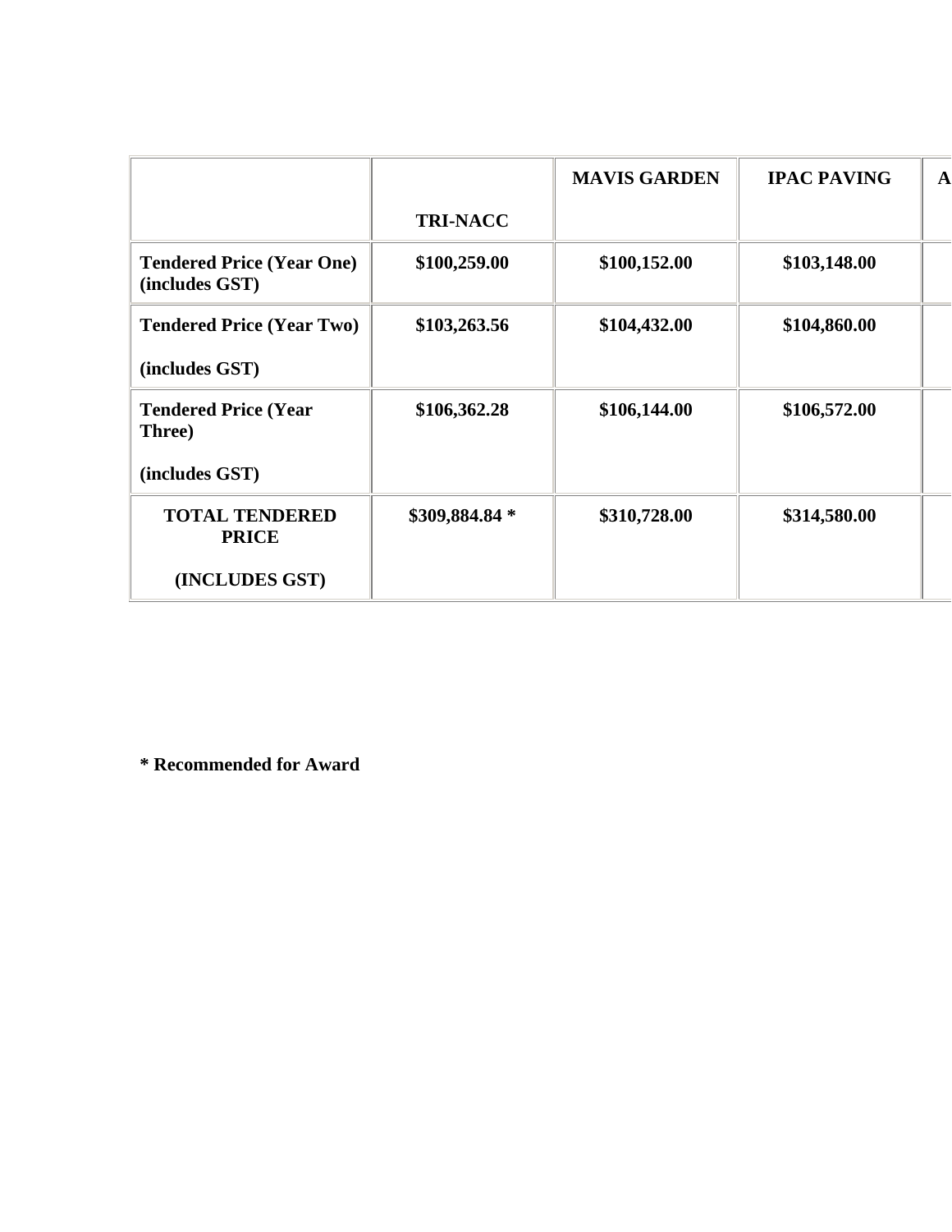| | TRI-NACC | MAVIS GARDEN | IPAC PAVING | A |
|---|---|---|---|---|
| **Tendered Price (Year One) (includes GST)** | **$100,259.00** | **$100,152.00** | **$103,148.00** | |
| **Tendered Price (Year Two)**<br><br>**(includes GST)** | **$103,263.56** | **$104,432.00** | **$104,860.00** | |
| **Tendered Price (Year Three)**<br><br>**(includes GST)** | **$106,362.28** | **$106,144.00** | **$106,572.00** | |
| **TOTAL TENDERED PRICE**<br><br>**(INCLUDES GST)** | **$309,884.84 *** | **$310,728.00** | **$314,580.00** | |

**\* Recommended for Award**